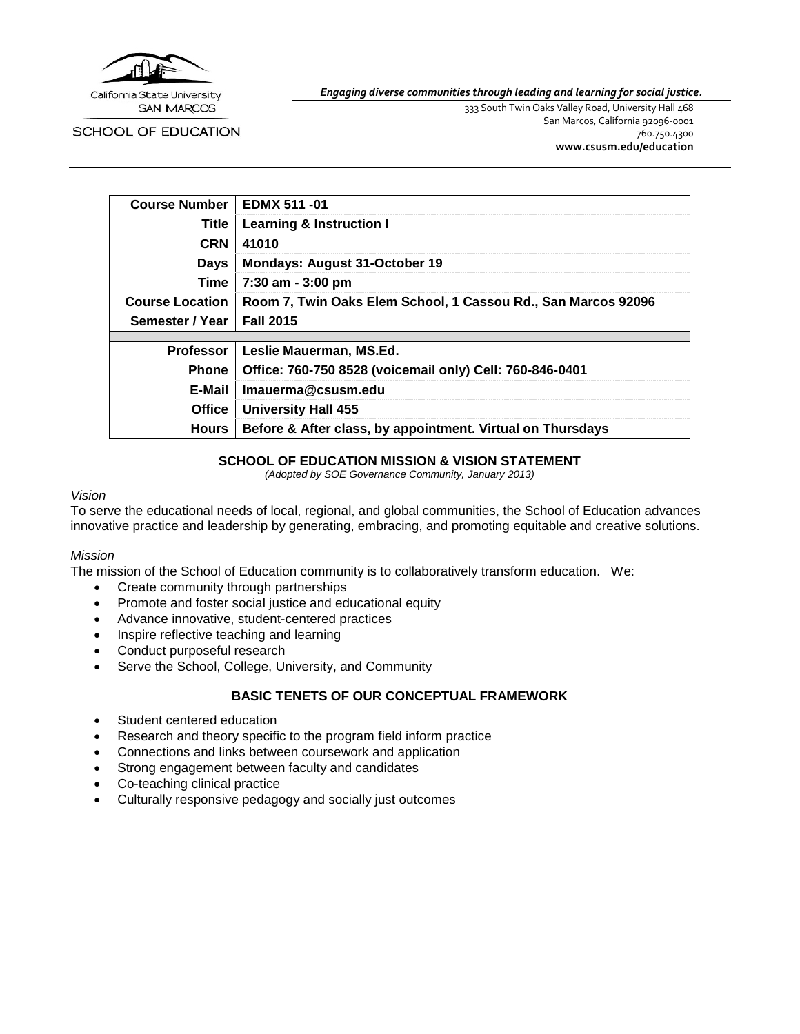California State University SAN MARCOS

SCHOOL OF EDUCATION

*Engaging diverse communities through leading and learning for social justice.*

333 South Twin Oaks Valley Road, University Hall 468
San Marcos, California 92096-0001
760.750.4300
**www.csusm.edu/education**

| | |
|---|---|
| **Course Number** | **EDMX 511 -01** |
| **Title** | **Learning & Instruction I** |
| **CRN** | **41010** |
| **Days** | **Mondays: August 31-October 19** |
| **Time** | **7:30 am - 3:00 pm** |
| **Course Location** | **Room 7, Twin Oaks Elem School, 1 Cassou Rd., San Marcos 92096** |
| **Semester / Year** | **Fall 2015** |
| | |
| **Professor** | **Leslie Mauerman, MS.Ed.** |
| **Phone** | **Office: 760-750 8528 (voicemail only) Cell: 760-846-0401** |
| **E-Mail** | **lmauerma@csusm.edu** |
| **Office** | **University Hall 455** |
| **Hours** | **Before & After class, by appointment. Virtual on Thursdays** |

## SCHOOL OF EDUCATION MISSION & VISION STATEMENT

*(Adopted by SOE Governance Community, January 2013)*

*Vision*

To serve the educational needs of local, regional, and global communities, the School of Education advances innovative practice and leadership by generating, embracing, and promoting equitable and creative solutions.

*Mission*

The mission of the School of Education community is to collaboratively transform education. We:

- Create community through partnerships
- Promote and foster social justice and educational equity
- Advance innovative, student-centered practices
- Inspire reflective teaching and learning
- Conduct purposeful research
- Serve the School, College, University, and Community

## BASIC TENETS OF OUR CONCEPTUAL FRAMEWORK

- Student centered education
- Research and theory specific to the program field inform practice
- Connections and links between coursework and application
- Strong engagement between faculty and candidates
- Co-teaching clinical practice
- Culturally responsive pedagogy and socially just outcomes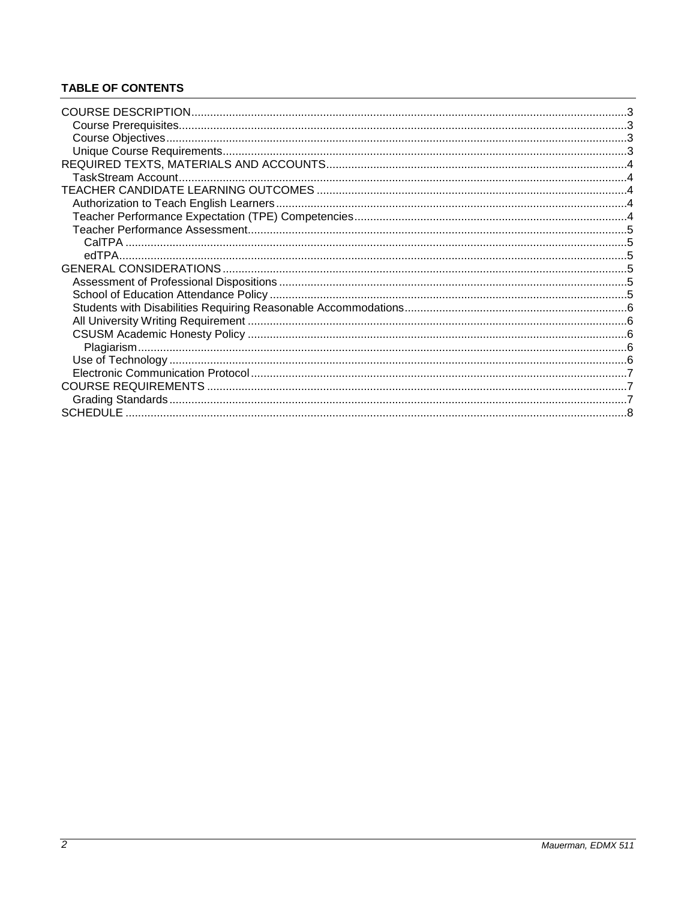**TABLE OF CONTENTS**

- COURSE DESCRIPTION ... 3
  - Course Prerequisites ... 3
  - Course Objectives ... 3
  - Unique Course Requirements ... 3
- REQUIRED TEXTS, MATERIALS AND ACCOUNTS ... 4
  - TaskStream Account ... 4
- TEACHER CANDIDATE LEARNING OUTCOMES ... 4
  - Authorization to Teach English Learners ... 4
  - Teacher Performance Expectation (TPE) Competencies ... 4
  - Teacher Performance Assessment ... 5
    - CalTPA ... 5
    - edTPA ... 5
- GENERAL CONSIDERATIONS ... 5
  - Assessment of Professional Dispositions ... 5
  - School of Education Attendance Policy ... 5
  - Students with Disabilities Requiring Reasonable Accommodations ... 6
  - All University Writing Requirement ... 6
  - CSUSM Academic Honesty Policy ... 6
    - Plagiarism ... 6
  - Use of Technology ... 6
  - Electronic Communication Protocol ... 7
- COURSE REQUIREMENTS ... 7
  - Grading Standards ... 7
- SCHEDULE ... 8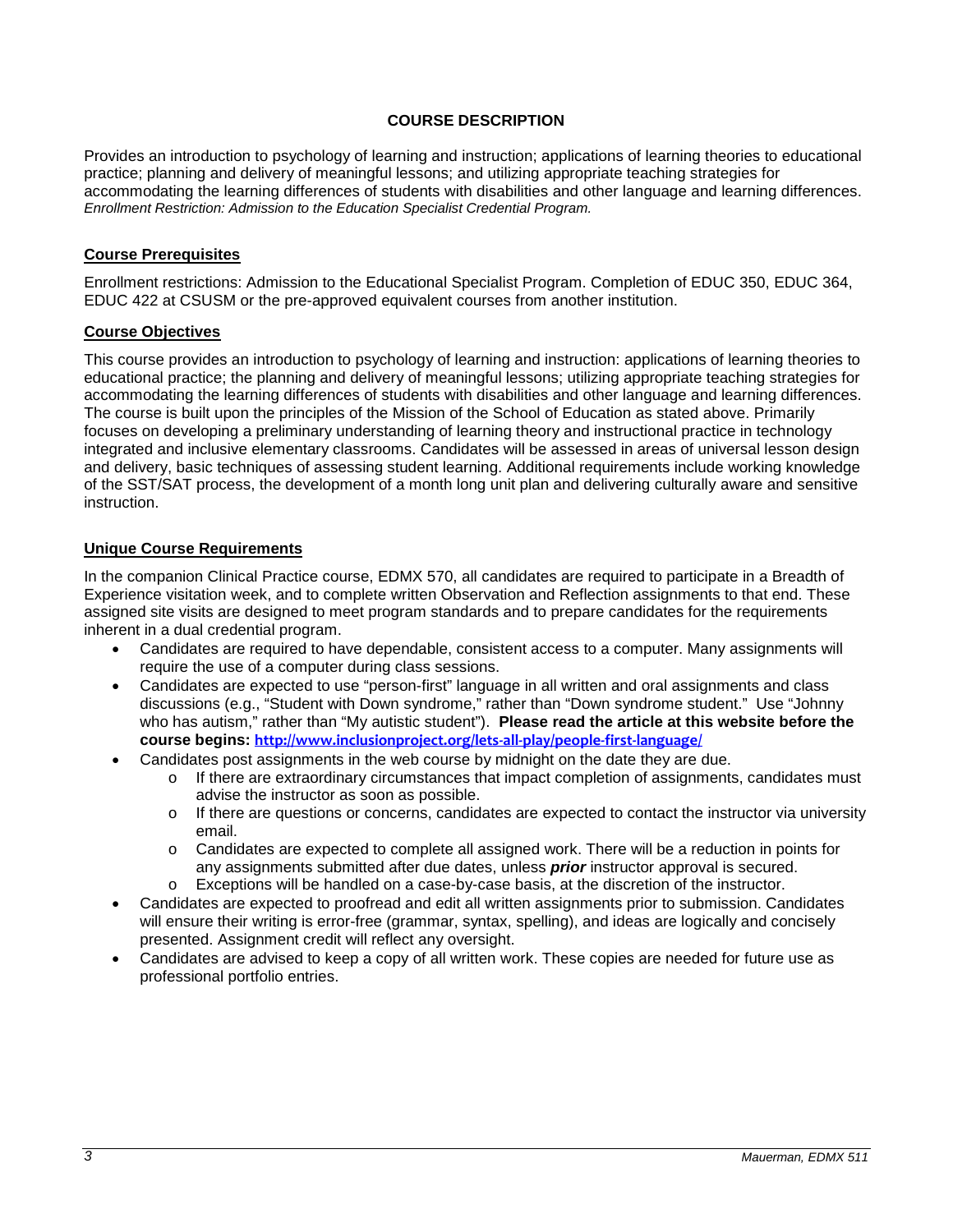## COURSE DESCRIPTION

Provides an introduction to psychology of learning and instruction; applications of learning theories to educational practice; planning and delivery of meaningful lessons; and utilizing appropriate teaching strategies for accommodating the learning differences of students with disabilities and other language and learning differences. *Enrollment Restriction: Admission to the Education Specialist Credential Program.*

### Course Prerequisites

Enrollment restrictions: Admission to the Educational Specialist Program. Completion of EDUC 350, EDUC 364, EDUC 422 at CSUSM or the pre-approved equivalent courses from another institution.

### Course Objectives

This course provides an introduction to psychology of learning and instruction: applications of learning theories to educational practice; the planning and delivery of meaningful lessons; utilizing appropriate teaching strategies for accommodating the learning differences of students with disabilities and other language and learning differences. The course is built upon the principles of the Mission of the School of Education as stated above. Primarily focuses on developing a preliminary understanding of learning theory and instructional practice in technology integrated and inclusive elementary classrooms. Candidates will be assessed in areas of universal lesson design and delivery, basic techniques of assessing student learning. Additional requirements include working knowledge of the SST/SAT process, the development of a month long unit plan and delivering culturally aware and sensitive instruction.

### Unique Course Requirements

In the companion Clinical Practice course, EDMX 570, all candidates are required to participate in a Breadth of Experience visitation week, and to complete written Observation and Reflection assignments to that end. These assigned site visits are designed to meet program standards and to prepare candidates for the requirements inherent in a dual credential program.

- Candidates are required to have dependable, consistent access to a computer. Many assignments will require the use of a computer during class sessions.
- Candidates are expected to use "person-first" language in all written and oral assignments and class discussions (e.g., "Student with Down syndrome," rather than "Down syndrome student." Use "Johnny who has autism," rather than "My autistic student"). **Please read the article at this website before the course begins: http://www.inclusionproject.org/lets-all-play/people-first-language/**
- Candidates post assignments in the web course by midnight on the date they are due.
  - If there are extraordinary circumstances that impact completion of assignments, candidates must advise the instructor as soon as possible.
  - If there are questions or concerns, candidates are expected to contact the instructor via university email.
  - Candidates are expected to complete all assigned work. There will be a reduction in points for any assignments submitted after due dates, unless ***prior*** instructor approval is secured.
  - Exceptions will be handled on a case-by-case basis, at the discretion of the instructor.
- Candidates are expected to proofread and edit all written assignments prior to submission. Candidates will ensure their writing is error-free (grammar, syntax, spelling), and ideas are logically and concisely presented. Assignment credit will reflect any oversight.
- Candidates are advised to keep a copy of all written work. These copies are needed for future use as professional portfolio entries.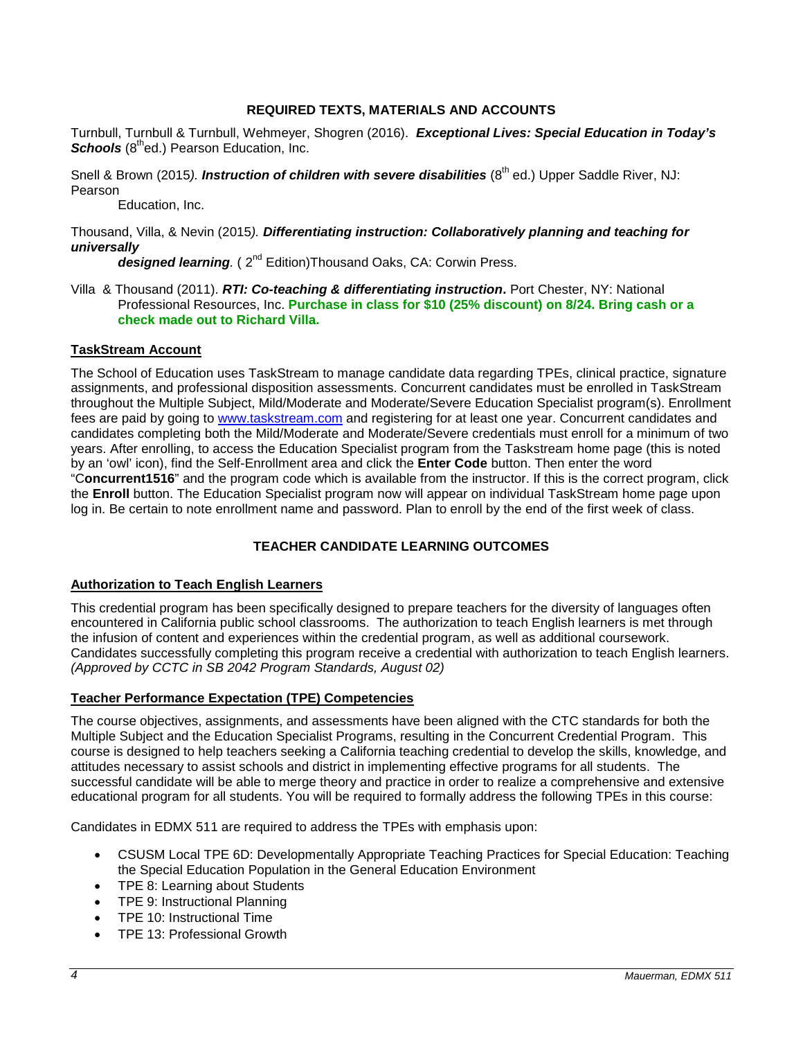## REQUIRED TEXTS, MATERIALS AND ACCOUNTS

Turnbull, Turnbull & Turnbull, Wehmeyer, Shogren (2016). ***Exceptional Lives: Special Education in Today's Schools*** (8th ed.) Pearson Education, Inc.

Snell & Brown (2015). ***Instruction of children with severe disabilities*** (8th ed.) Upper Saddle River, NJ: Pearson Education, Inc.

Thousand, Villa, & Nevin (2015). ***Differentiating instruction: Collaboratively planning and teaching for universally designed learning***. (2nd Edition) Thousand Oaks, CA: Corwin Press.

Villa & Thousand (2011). ***RTI: Co-teaching & differentiating instruction*.** Port Chester, NY: National Professional Resources, Inc. **Purchase in class for $10 (25% discount) on 8/24. Bring cash or a check made out to Richard Villa.**

### TaskStream Account

The School of Education uses TaskStream to manage candidate data regarding TPEs, clinical practice, signature assignments, and professional disposition assessments. Concurrent candidates must be enrolled in TaskStream throughout the Multiple Subject, Mild/Moderate and Moderate/Severe Education Specialist program(s). Enrollment fees are paid by going to www.taskstream.com and registering for at least one year. Concurrent candidates and candidates completing both the Mild/Moderate and Moderate/Severe credentials must enroll for a minimum of two years. After enrolling, to access the Education Specialist program from the Taskstream home page (this is noted by an 'owl' icon), find the Self-Enrollment area and click the **Enter Code** button. Then enter the word "C**oncurrent1516**" and the program code which is available from the instructor. If this is the correct program, click the **Enroll** button. The Education Specialist program now will appear on individual TaskStream home page upon log in. Be certain to note enrollment name and password. Plan to enroll by the end of the first week of class.

## TEACHER CANDIDATE LEARNING OUTCOMES

### Authorization to Teach English Learners

This credential program has been specifically designed to prepare teachers for the diversity of languages often encountered in California public school classrooms. The authorization to teach English learners is met through the infusion of content and experiences within the credential program, as well as additional coursework. Candidates successfully completing this program receive a credential with authorization to teach English learners. *(Approved by CCTC in SB 2042 Program Standards, August 02)*

### Teacher Performance Expectation (TPE) Competencies

The course objectives, assignments, and assessments have been aligned with the CTC standards for both the Multiple Subject and the Education Specialist Programs, resulting in the Concurrent Credential Program. This course is designed to help teachers seeking a California teaching credential to develop the skills, knowledge, and attitudes necessary to assist schools and district in implementing effective programs for all students. The successful candidate will be able to merge theory and practice in order to realize a comprehensive and extensive educational program for all students. You will be required to formally address the following TPEs in this course:

Candidates in EDMX 511 are required to address the TPEs with emphasis upon:

- CSUSM Local TPE 6D: Developmentally Appropriate Teaching Practices for Special Education: Teaching the Special Education Population in the General Education Environment
- TPE 8: Learning about Students
- TPE 9: Instructional Planning
- TPE 10: Instructional Time
- TPE 13: Professional Growth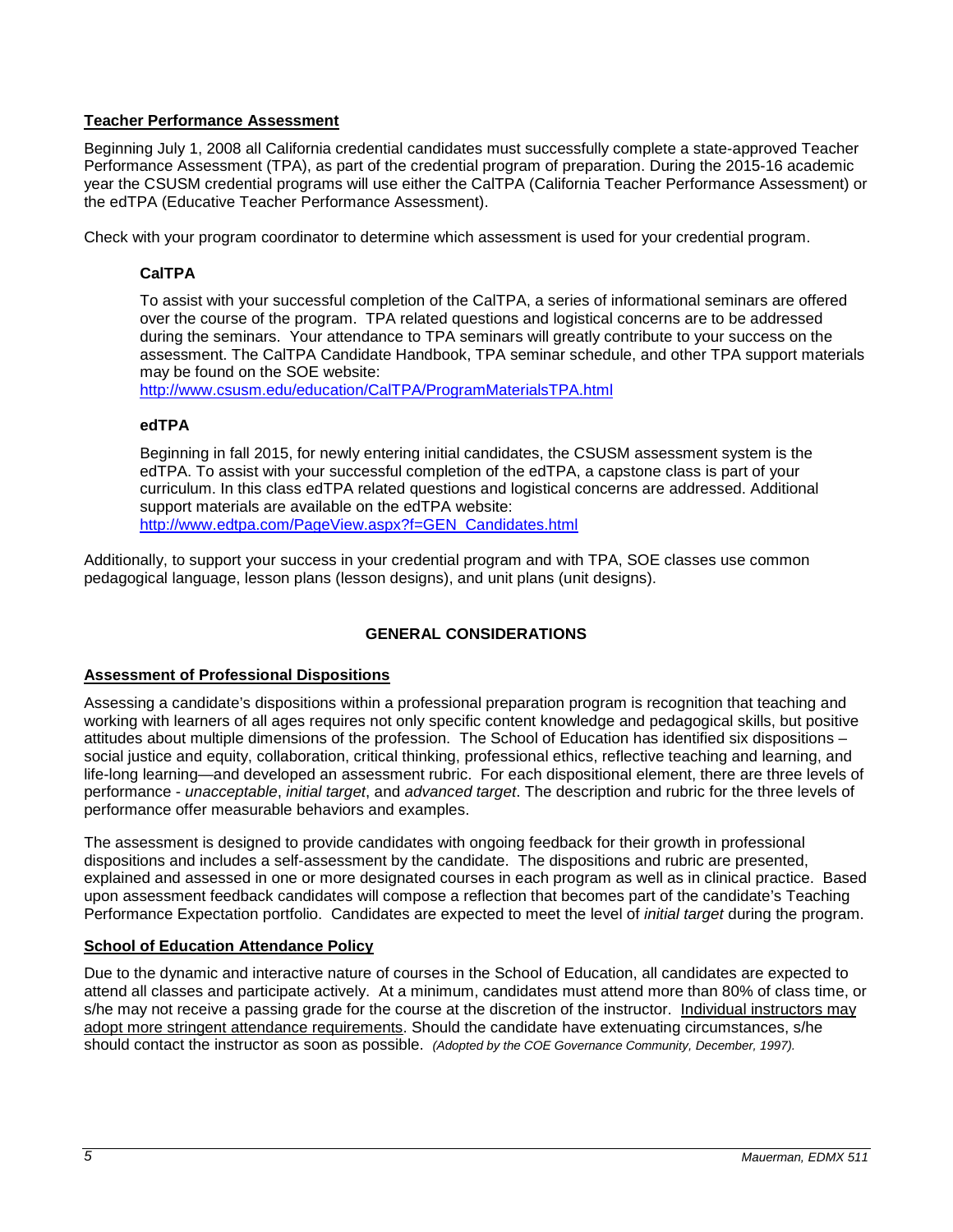## Teacher Performance Assessment

Beginning July 1, 2008 all California credential candidates must successfully complete a state-approved Teacher Performance Assessment (TPA), as part of the credential program of preparation. During the 2015-16 academic year the CSUSM credential programs will use either the CalTPA (California Teacher Performance Assessment) or the edTPA (Educative Teacher Performance Assessment).

Check with your program coordinator to determine which assessment is used for your credential program.

### CalTPA

To assist with your successful completion of the CalTPA, a series of informational seminars are offered over the course of the program. TPA related questions and logistical concerns are to be addressed during the seminars. Your attendance to TPA seminars will greatly contribute to your success on the assessment. The CalTPA Candidate Handbook, TPA seminar schedule, and other TPA support materials may be found on the SOE website:
http://www.csusm.edu/education/CalTPA/ProgramMaterialsTPA.html

### edTPA

Beginning in fall 2015, for newly entering initial candidates, the CSUSM assessment system is the edTPA. To assist with your successful completion of the edTPA, a capstone class is part of your curriculum. In this class edTPA related questions and logistical concerns are addressed. Additional support materials are available on the edTPA website:
http://www.edtpa.com/PageView.aspx?f=GEN_Candidates.html

Additionally, to support your success in your credential program and with TPA, SOE classes use common pedagogical language, lesson plans (lesson designs), and unit plans (unit designs).

# GENERAL CONSIDERATIONS

## Assessment of Professional Dispositions

Assessing a candidate's dispositions within a professional preparation program is recognition that teaching and working with learners of all ages requires not only specific content knowledge and pedagogical skills, but positive attitudes about multiple dimensions of the profession. The School of Education has identified six dispositions – social justice and equity, collaboration, critical thinking, professional ethics, reflective teaching and learning, and life-long learning—and developed an assessment rubric. For each dispositional element, there are three levels of performance - *unacceptable*, *initial target*, and *advanced target*. The description and rubric for the three levels of performance offer measurable behaviors and examples.

The assessment is designed to provide candidates with ongoing feedback for their growth in professional dispositions and includes a self-assessment by the candidate. The dispositions and rubric are presented, explained and assessed in one or more designated courses in each program as well as in clinical practice. Based upon assessment feedback candidates will compose a reflection that becomes part of the candidate's Teaching Performance Expectation portfolio. Candidates are expected to meet the level of *initial target* during the program.

## School of Education Attendance Policy

Due to the dynamic and interactive nature of courses in the School of Education, all candidates are expected to attend all classes and participate actively. At a minimum, candidates must attend more than 80% of class time, or s/he may not receive a passing grade for the course at the discretion of the instructor. Individual instructors may adopt more stringent attendance requirements. Should the candidate have extenuating circumstances, s/he should contact the instructor as soon as possible. *(Adopted by the COE Governance Community, December, 1997).*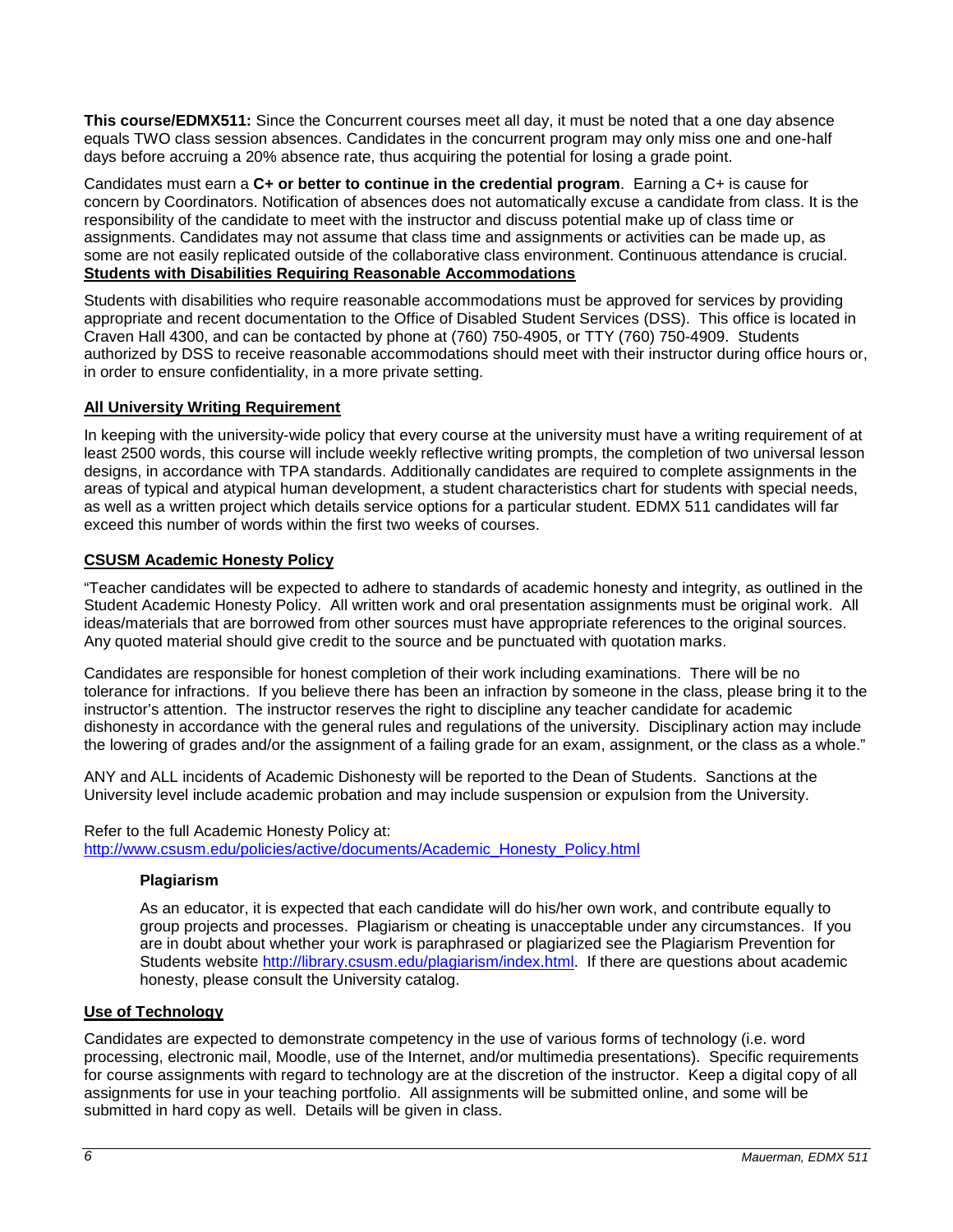**This course/EDMX511:** Since the Concurrent courses meet all day, it must be noted that a one day absence equals TWO class session absences. Candidates in the concurrent program may only miss one and one-half days before accruing a 20% absence rate, thus acquiring the potential for losing a grade point.

Candidates must earn a **C+ or better to continue in the credential program**. Earning a C+ is cause for concern by Coordinators. Notification of absences does not automatically excuse a candidate from class. It is the responsibility of the candidate to meet with the instructor and discuss potential make up of class time or assignments. Candidates may not assume that class time and assignments or activities can be made up, as some are not easily replicated outside of the collaborative class environment. Continuous attendance is crucial.

## Students with Disabilities Requiring Reasonable Accommodations

Students with disabilities who require reasonable accommodations must be approved for services by providing appropriate and recent documentation to the Office of Disabled Student Services (DSS). This office is located in Craven Hall 4300, and can be contacted by phone at (760) 750-4905, or TTY (760) 750-4909. Students authorized by DSS to receive reasonable accommodations should meet with their instructor during office hours or, in order to ensure confidentiality, in a more private setting.

## All University Writing Requirement

In keeping with the university-wide policy that every course at the university must have a writing requirement of at least 2500 words, this course will include weekly reflective writing prompts, the completion of two universal lesson designs, in accordance with TPA standards. Additionally candidates are required to complete assignments in the areas of typical and atypical human development, a student characteristics chart for students with special needs, as well as a written project which details service options for a particular student. EDMX 511 candidates will far exceed this number of words within the first two weeks of courses.

## CSUSM Academic Honesty Policy

"Teacher candidates will be expected to adhere to standards of academic honesty and integrity, as outlined in the Student Academic Honesty Policy. All written work and oral presentation assignments must be original work. All ideas/materials that are borrowed from other sources must have appropriate references to the original sources. Any quoted material should give credit to the source and be punctuated with quotation marks.

Candidates are responsible for honest completion of their work including examinations. There will be no tolerance for infractions. If you believe there has been an infraction by someone in the class, please bring it to the instructor's attention. The instructor reserves the right to discipline any teacher candidate for academic dishonesty in accordance with the general rules and regulations of the university. Disciplinary action may include the lowering of grades and/or the assignment of a failing grade for an exam, assignment, or the class as a whole."

ANY and ALL incidents of Academic Dishonesty will be reported to the Dean of Students. Sanctions at the University level include academic probation and may include suspension or expulsion from the University.

Refer to the full Academic Honesty Policy at:
http://www.csusm.edu/policies/active/documents/Academic_Honesty_Policy.html

### Plagiarism

As an educator, it is expected that each candidate will do his/her own work, and contribute equally to group projects and processes. Plagiarism or cheating is unacceptable under any circumstances. If you are in doubt about whether your work is paraphrased or plagiarized see the Plagiarism Prevention for Students website http://library.csusm.edu/plagiarism/index.html. If there are questions about academic honesty, please consult the University catalog.

## Use of Technology

Candidates are expected to demonstrate competency in the use of various forms of technology (i.e. word processing, electronic mail, Moodle, use of the Internet, and/or multimedia presentations). Specific requirements for course assignments with regard to technology are at the discretion of the instructor. Keep a digital copy of all assignments for use in your teaching portfolio. All assignments will be submitted online, and some will be submitted in hard copy as well. Details will be given in class.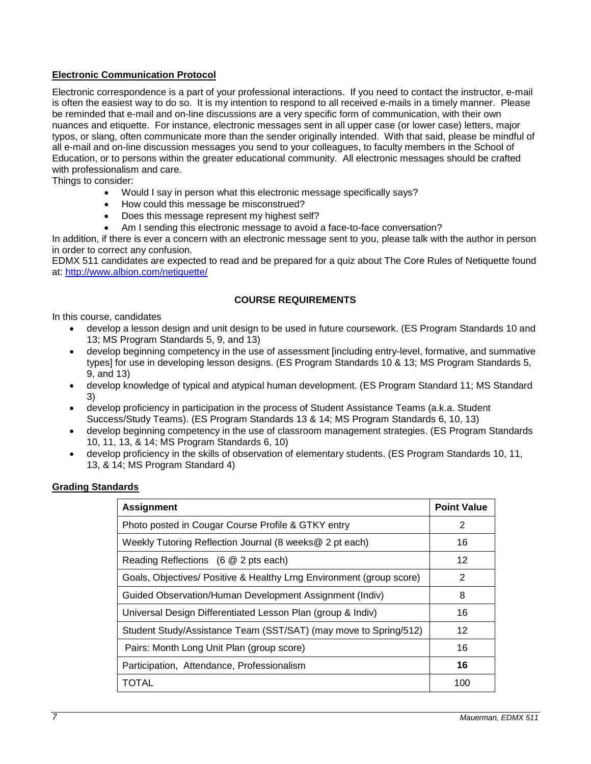**Electronic Communication Protocol**

Electronic correspondence is a part of your professional interactions. If you need to contact the instructor, e-mail is often the easiest way to do so. It is my intention to respond to all received e-mails in a timely manner. Please be reminded that e-mail and on-line discussions are a very specific form of communication, with their own nuances and etiquette. For instance, electronic messages sent in all upper case (or lower case) letters, major typos, or slang, often communicate more than the sender originally intended. With that said, please be mindful of all e-mail and on-line discussion messages you send to your colleagues, to faculty members in the School of Education, or to persons within the greater educational community. All electronic messages should be crafted with professionalism and care.

Things to consider:

- Would I say in person what this electronic message specifically says?
- How could this message be misconstrued?
- Does this message represent my highest self?
- Am I sending this electronic message to avoid a face-to-face conversation?

In addition, if there is ever a concern with an electronic message sent to you, please talk with the author in person in order to correct any confusion.

EDMX 511 candidates are expected to read and be prepared for a quiz about The Core Rules of Netiquette found at: http://www.albion.com/netiquette/

## COURSE REQUIREMENTS

In this course, candidates

- develop a lesson design and unit design to be used in future coursework. (ES Program Standards 10 and 13; MS Program Standards 5, 9, and 13)
- develop beginning competency in the use of assessment [including entry-level, formative, and summative types] for use in developing lesson designs. (ES Program Standards 10 & 13; MS Program Standards 5, 9, and 13)
- develop knowledge of typical and atypical human development. (ES Program Standard 11; MS Standard 3)
- develop proficiency in participation in the process of Student Assistance Teams (a.k.a. Student Success/Study Teams). (ES Program Standards 13 & 14; MS Program Standards 6, 10, 13)
- develop beginning competency in the use of classroom management strategies. (ES Program Standards 10, 11, 13, & 14; MS Program Standards 6, 10)
- develop proficiency in the skills of observation of elementary students. (ES Program Standards 10, 11, 13, & 14; MS Program Standard 4)

**Grading Standards**

| **Assignment** | **Point Value** |
|---|---|
| Photo posted in Cougar Course Profile & GTKY entry | 2 |
| Weekly Tutoring Reflection Journal (8 weeks@ 2 pt each) | 16 |
| Reading Reflections (6 @ 2 pts each) | 12 |
| Goals, Objectives/ Positive & Healthy Lrng Environment (group score) | 2 |
| Guided Observation/Human Development Assignment (Indiv) | 8 |
| Universal Design Differentiated Lesson Plan (group & Indiv) | 16 |
| Student Study/Assistance Team (SST/SAT) (may move to Spring/512) | 12 |
| Pairs: Month Long Unit Plan (group score) | 16 |
| Participation, Attendance, Professionalism | **16** |
| TOTAL | 100 |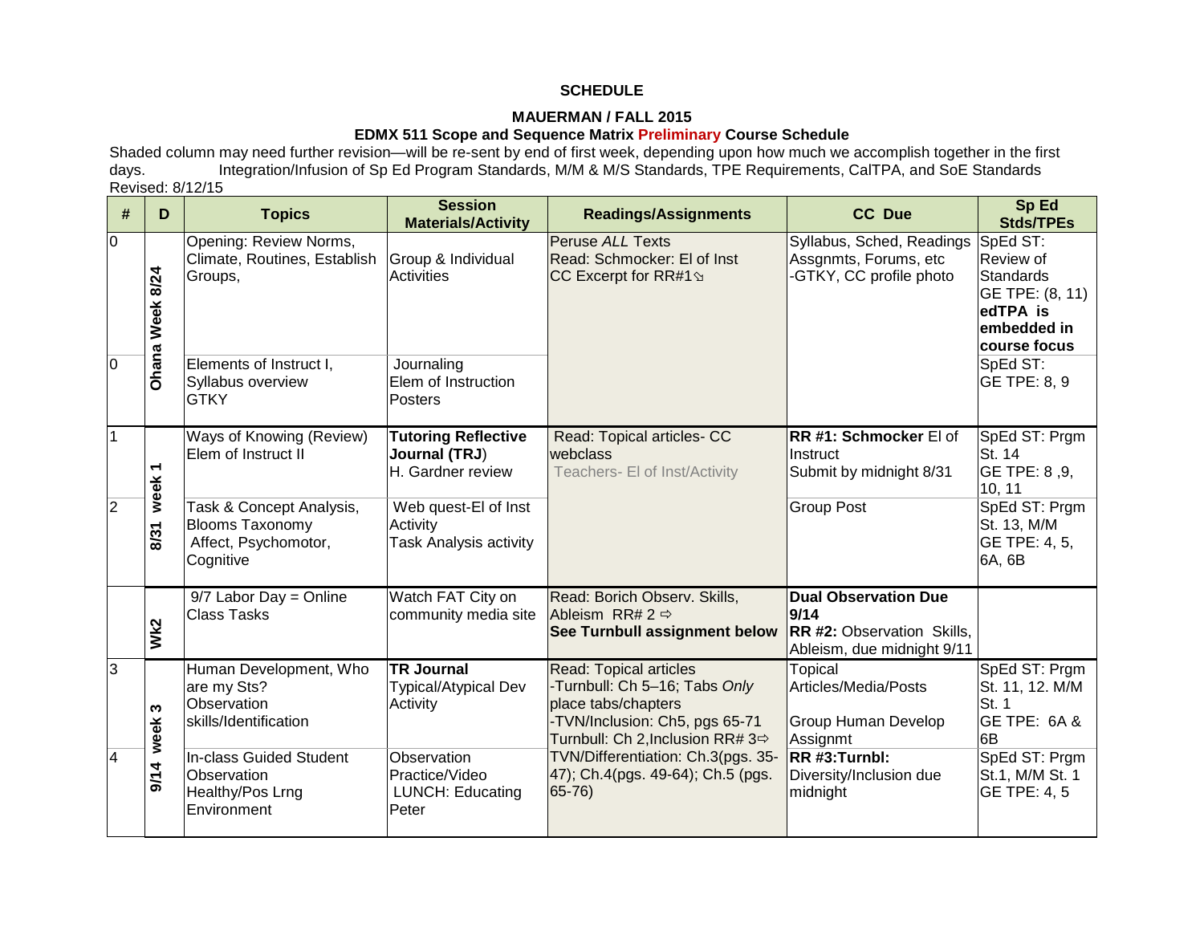**SCHEDULE**

**MAUERMAN / FALL 2015**

**EDMX 511 Scope and Sequence Matrix Preliminary Course Schedule**

Shaded column may need further revision—will be re-sent by end of first week, depending upon how much we accomplish together in the first days. Integration/Infusion of Sp Ed Program Standards, M/M & M/S Standards, TPE Requirements, CalTPA, and SoE Standards

Revised: 8/12/15

| # | D | Topics | Session Materials/Activity | Readings/Assignments | CC Due | Sp Ed Stds/TPEs |
|---|---|---|---|---|---|---|
| 0 | Ohana Week 8/24 | Opening: Review Norms, Climate, Routines, Establish Groups, | Group & Individual Activities | Peruse *ALL* Texts<br>Read: Schmocker: El of Inst<br>CC Excerpt for RR#1⇘ | Syllabus, Sched, Readings Assgnmts, Forums, etc<br>-GTKY, CC profile photo | SpEd ST: Review of Standards<br>GE TPE: (8, 11)<br>**edTPA is embedded in course focus** |
| 0 | | Elements of Instruct I, Syllabus overview<br>GTKY | Journaling<br>Elem of Instruction Posters | | | SpEd ST:<br>GE TPE: 8, 9 |
| 1 | 8/31 week 1 | Ways of Knowing (Review)<br>Elem of Instruct II | **Tutoring Reflective Journal (TRJ)**<br>H. Gardner review | Read: Topical articles- CC webclass<br>Teachers- El of Inst/Activity | **RR #1: Schmocker** El of Instruct<br>Submit by midnight 8/31 | SpEd ST: Prgm St. 14<br>GE TPE: 8 ,9, 10, 11 |
| 2 | | Task & Concept Analysis, Blooms Taxonomy<br>Affect, Psychomotor, Cognitive | Web quest-El of Inst Activity<br>Task Analysis activity | | Group Post | SpEd ST: Prgm St. 13, M/M<br>GE TPE: 4, 5, 6A, 6B |
| | Wk2 | 9/7 Labor Day = Online Class Tasks | Watch FAT City on community media site | Read: Borich Observ. Skills, Ableism RR# 2 ⇨<br>**See Turnbull assignment below** | **Dual Observation Due 9/14**<br>**RR #2:** Observation Skills, Ableism, due midnight 9/11 | |
| 3 | 9/14 week 3 | Human Development, Who are my Sts?<br>Observation skills/Identification | **TR Journal**<br>Typical/Atypical Dev Activity | Read: Topical articles<br>-Turnbull: Ch 5–16; Tabs *Only* place tabs/chapters<br>-TVN/Inclusion: Ch5, pgs 65-71<br>Turnbull: Ch 2,Inclusion RR# 3⇨<br>TVN/Differentiation: Ch.3(pgs. 35-47); Ch.4(pgs. 49-64); Ch.5 (pgs. 65-76) | Topical Articles/Media/Posts<br><br>Group Human Develop Assignmt | SpEd ST: Prgm St. 11, 12. M/M St. 1<br>GE TPE: 6A & 6B |
| 4 | | In-class Guided Student Observation<br>Healthy/Pos Lrng Environment | Observation Practice/Video<br>LUNCH: Educating Peter | | **RR #3:Turnbl:** Diversity/Inclusion due midnight | SpEd ST: Prgm St.1, M/M St. 1<br>GE TPE: 4, 5 |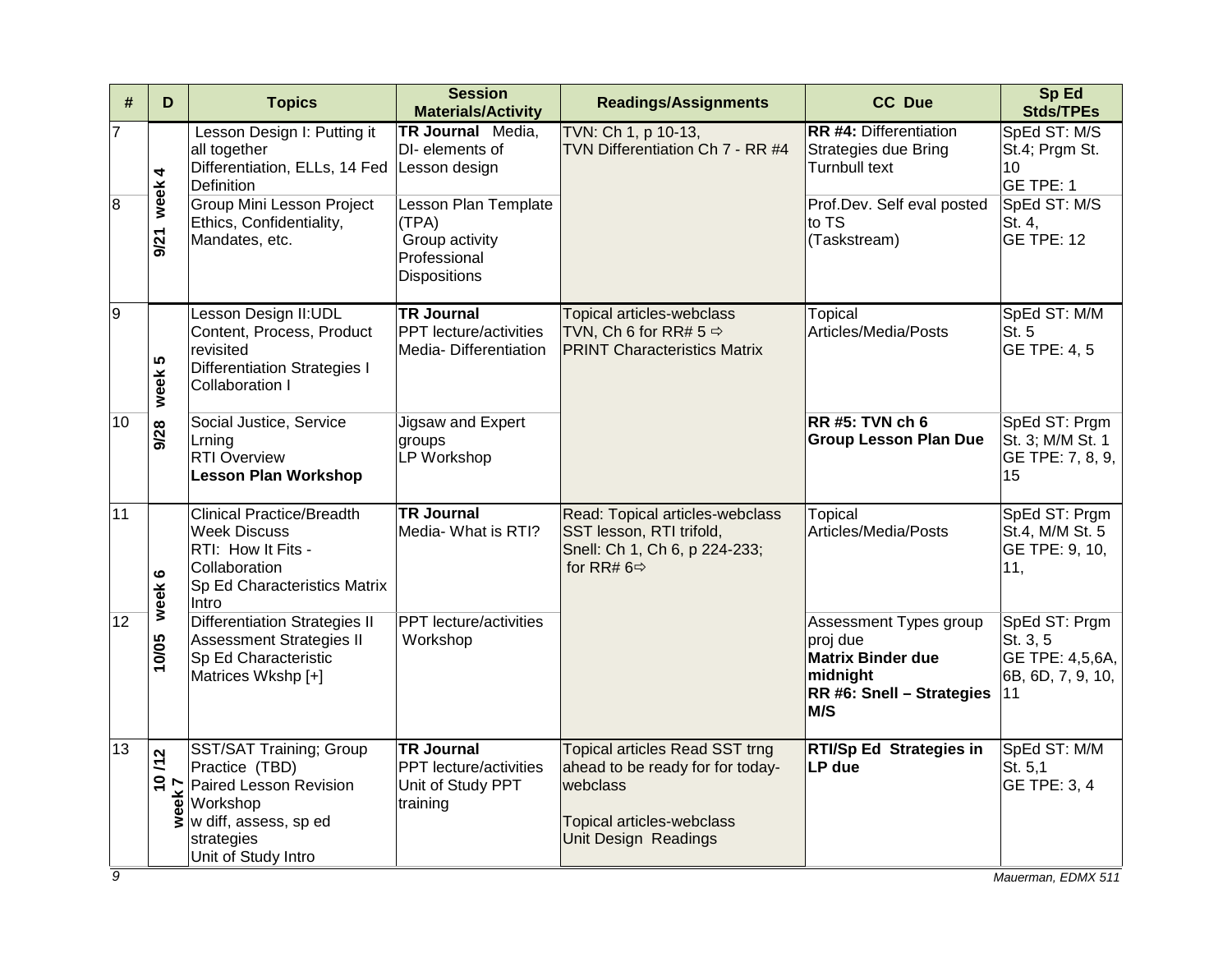| # | D | Topics | Session Materials/Activity | Readings/Assignments | CC Due | Sp Ed Stds/TPEs |
|---|---|---|---|---|---|---|
| 7 | 9/21 week 4 | Lesson Design I: Putting it all together<br>Differentiation, ELLs, 14 Fed Definition | **TR Journal** Media, DI- elements of Lesson design | TVN: Ch 1, p 10-13,<br>TVN Differentiation Ch 7 - RR #4 | **RR #4:** Differentiation Strategies due Bring Turnbull text | SpEd ST: M/S St.4; Prgm St. 10<br>GE TPE: 1 |
| 8 | | Group Mini Lesson Project<br>Ethics, Confidentiality, Mandates, etc. | Lesson Plan Template (TPA)<br>Group activity<br>Professional Dispositions | | Prof.Dev. Self eval posted to TS<br>(Taskstream) | SpEd ST: M/S St. 4,<br>GE TPE: 12 |
| 9 | 9/28 week 5 | Lesson Design II:UDL<br>Content, Process, Product revisited<br>Differentiation Strategies I<br>Collaboration I | **TR Journal**<br>PPT lecture/activities<br>Media- Differentiation | Topical articles-webclass<br>TVN, Ch 6 for RR# 5 ⇨<br>PRINT Characteristics Matrix | Topical Articles/Media/Posts | SpEd ST: M/M St. 5<br>GE TPE: 4, 5 |
| 10 | | Social Justice, Service Lrning<br>RTI Overview<br>**Lesson Plan Workshop** | Jigsaw and Expert groups<br>LP Workshop | | **RR #5: TVN ch 6**<br>**Group Lesson Plan Due** | SpEd ST: Prgm St. 3; M/M St. 1<br>GE TPE: 7, 8, 9, 15 |
| 11 | 10/05 week 6 | Clinical Practice/Breadth Week Discuss<br>RTI: How It Fits - Collaboration<br>Sp Ed Characteristics Matrix Intro | **TR Journal**<br>Media- What is RTI? | Read: Topical articles-webclass<br>SST lesson, RTI trifold,<br>Snell: Ch 1, Ch 6, p 224-233;<br>for RR# 6⇨ | Topical Articles/Media/Posts | SpEd ST: Prgm St.4, M/M St. 5<br>GE TPE: 9, 10, 11, |
| 12 | | Differentiation Strategies II<br>Assessment Strategies II<br>Sp Ed Characteristic Matrices Wkshp [+] | PPT lecture/activities<br>Workshop | | Assessment Types group proj due<br>**Matrix Binder due midnight**<br>**RR #6: Snell – Strategies M/S** | SpEd ST: Prgm St. 3, 5<br>GE TPE: 4,5,6A, 6B, 6D, 7, 9, 10, 11 |
| 13 | 10 /12 week 7 | SST/SAT Training; Group Practice (TBD)<br>Paired Lesson Revision Workshop<br>w diff, assess, sp ed strategies<br>Unit of Study Intro | **TR Journal**<br>PPT lecture/activities<br>Unit of Study PPT training | Topical articles Read SST trng ahead to be ready for for today-webclass<br><br>Topical articles-webclass<br>Unit Design Readings | **RTI/Sp Ed Strategies in LP due** | SpEd ST: M/M St. 5,1<br>GE TPE: 3, 4 |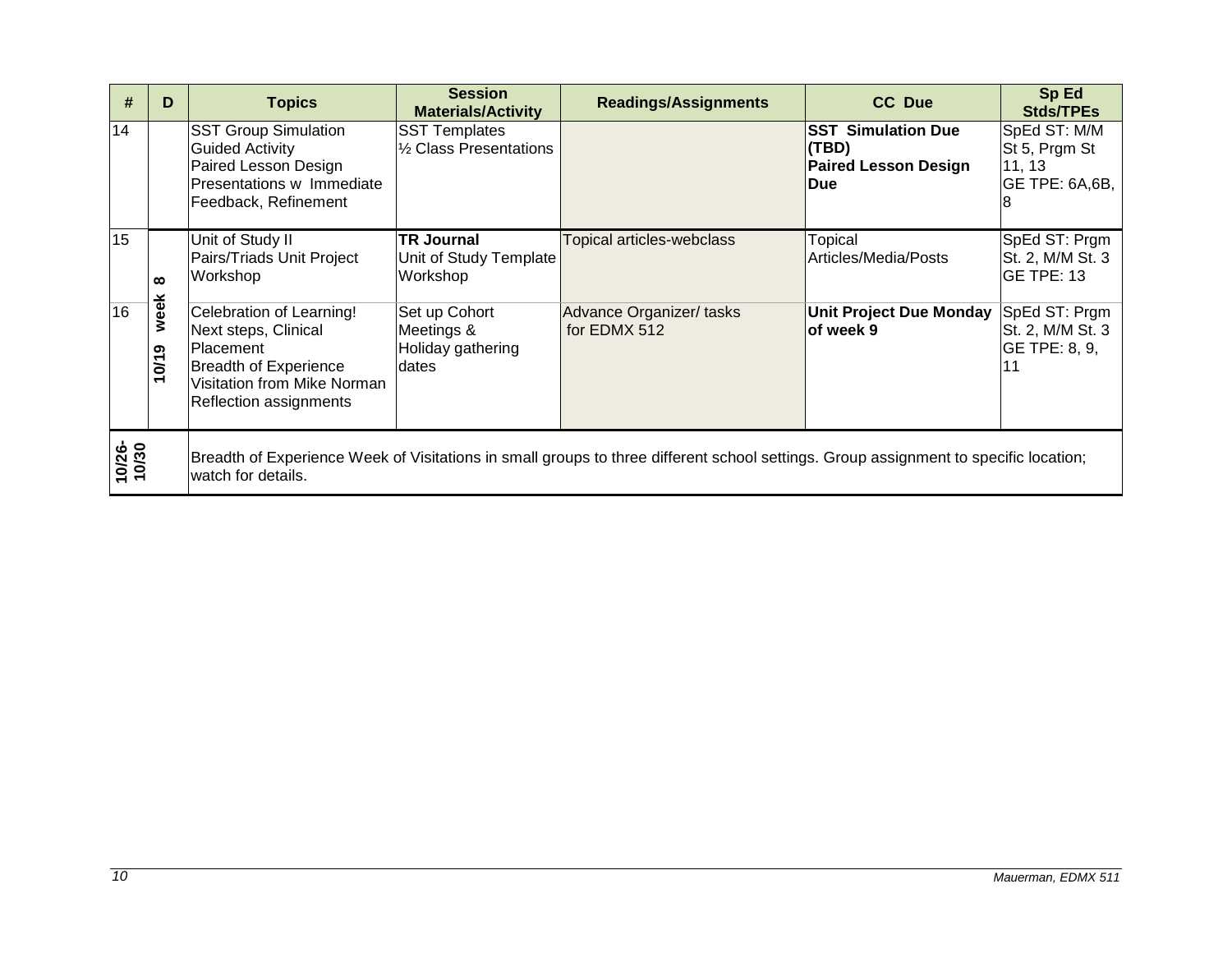| # | D | Topics | Session Materials/Activity | Readings/Assignments | CC Due | Sp Ed Stds/TPEs |
|---|---|---|---|---|---|---|
| 14 | | SST Group Simulation<br>Guided Activity<br>Paired Lesson Design Presentations w Immediate Feedback, Refinement | SST Templates<br>½ Class Presentations | | **SST Simulation Due (TBD)**<br>**Paired Lesson Design Due** | SpEd ST: M/M St 5, Prgm St 11, 13<br>GE TPE: 6A,6B, 8 |
| 15 | 10/19 week 8 | Unit of Study II<br>Pairs/Triads Unit Project Workshop | **TR Journal**<br>Unit of Study Template Workshop | Topical articles-webclass | Topical Articles/Media/Posts | SpEd ST: Prgm St. 2, M/M St. 3<br>GE TPE: 13 |
| 16 | | Celebration of Learning!<br>Next steps, Clinical Placement<br>Breadth of Experience<br>Visitation from Mike Norman<br>Reflection assignments | Set up Cohort Meetings & Holiday gathering dates | Advance Organizer/ tasks for EDMX 512 | **Unit Project Due Monday of week 9** | SpEd ST: Prgm St. 2, M/M St. 3<br>GE TPE: 8, 9, 11 |
| **10/26-10/30** | | Breadth of Experience Week of Visitations in small groups to three different school settings. Group assignment to specific location; watch for details. | | | | |